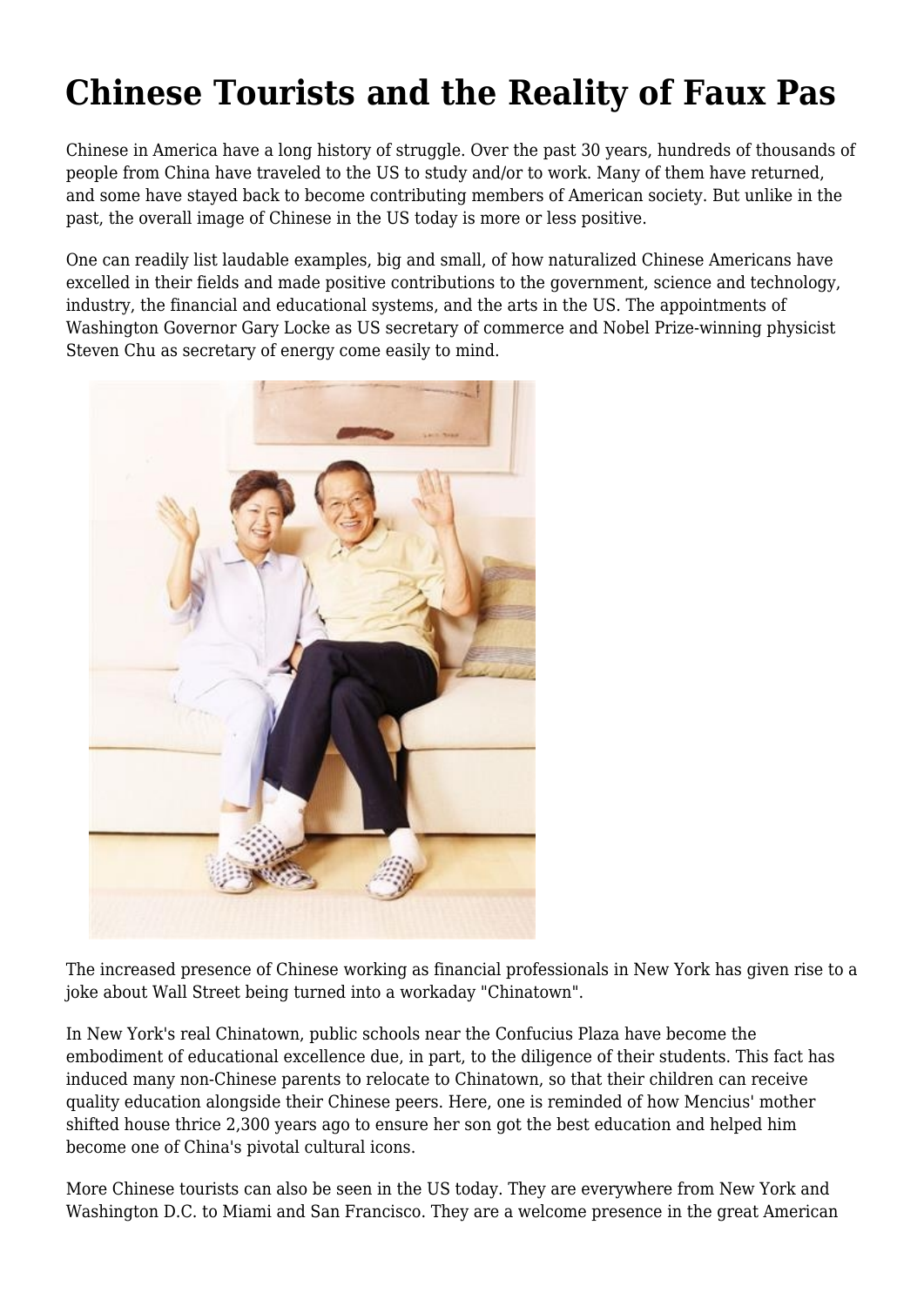# Chinese Tourists and the Reality of Faux Pas

Chinese in America have a long history of struggle. Over the past 30 years, hundreds of thousands of people from China have traveled to the US to study and/or to work. Many of them have returned, and some have stayed back to become contributing members of American society. But unlike in the past, the overall image of Chinese in the US today is more or less positive.

One can readily list laudable examples, big and small, of how naturalized Chinese Americans have excelled in their fields and made positive contributions to the government, science and technology, industry, the financial and educational systems, and the arts in the US. The appointments of Washington Governor Gary Locke as US secretary of commerce and Nobel Prize-winning physicist Steven Chu as secretary of energy come easily to mind.

The increased presence of Chinese working as financial professionals in New York has given rise to a joke about Wall Street being turned into a workaday "Chinatown".

In New York's real Chinatown, public schools near the Confucius Plaza have become the embodiment of educational excellence due, in part, to the diligence of their students. This fact has induced many non-Chinese parents to relocate to Chinatown, so that their children can receive quality education alongside their Chinese peers. Here, one is reminded of how Mencius' mother shifted house thrice 2,300 years ago to ensure her son got the best education and helped him become one of China's pivotal cultural icons.

More Chinese tourists can also be seen in the US today. They are everywhere from New York and Washington D.C. to Miami and San Francisco. They are a welcome presence in the great American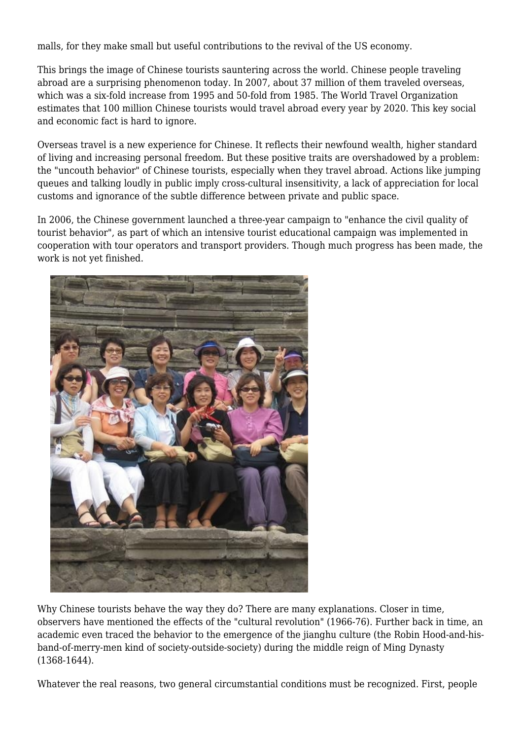malls, for they make small but useful contributions to the revival of the US economy.

This brings the image of Chinese tourists sauntering across the world. Chinese people traveling abroad are a surprising phenomenon today. In 2007, about 37 million of them traveled overseas, which was a six-fold increase from 1995 and 50-fold from 1985. The World Travel Organization estimates that 100 million Chinese tourists would travel abroad every year by 2020. This key social and economic fact is hard to ignore.

Overseas travel is a new experience for Chinese. It reflects their newfound wealth, higher standard of living and increasing personal freedom. But these positive traits are overshadowed by a problem: the "uncouth behavior" of Chinese tourists, especially when they travel abroad. Actions like jumping queues and talking loudly in public imply cross-cultural insensitivity, a lack of appreciation for local customs and ignorance of the subtle difference between private and public space.

In 2006, the Chinese government launched a three-year campaign to "enhance the civil quality of tourist behavior", as part of which an intensive tourist educational campaign was implemented in cooperation with tour operators and transport providers. Though much progress has been made, the work is not yet finished.

Why Chinese tourists behave the way they do? There are many explanations. Closer in time, observers have mentioned the effects of the "cultural revolution" (1966-76). Further back in time, an academic even traced the behavior to the emergence of the jianghu culture (the Robin Hood-and-his-band-of-merry-men kind of society-outside-society) during the middle reign of Ming Dynasty (1368-1644).

Whatever the real reasons, two general circumstantial conditions must be recognized. First, people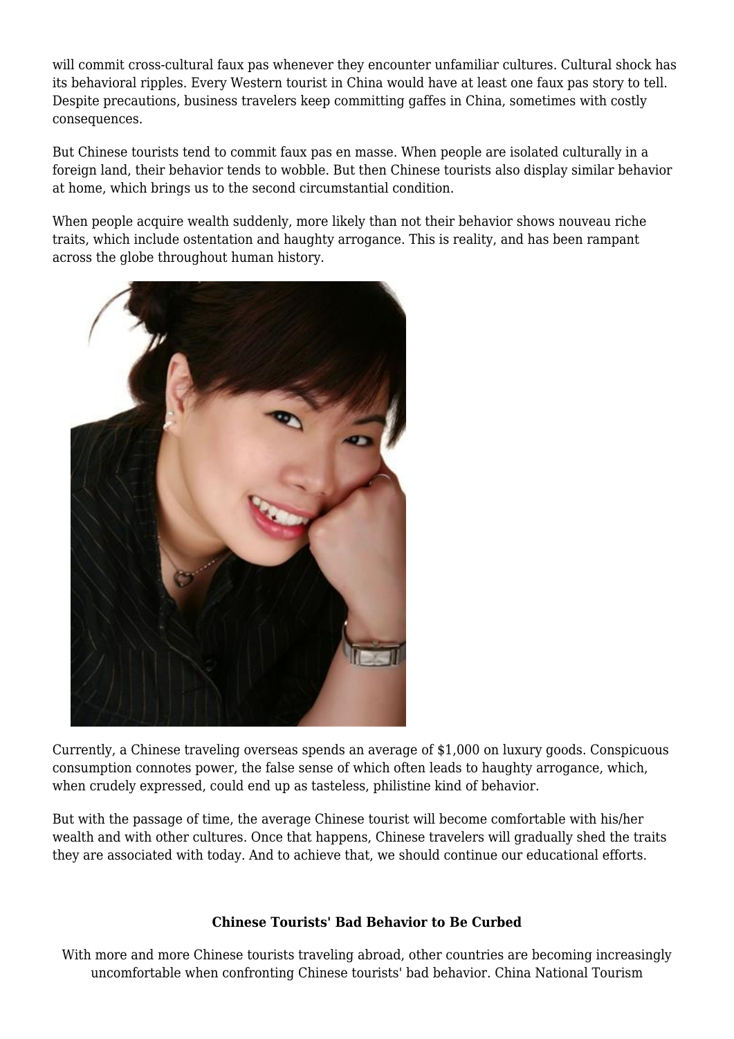will commit cross-cultural faux pas whenever they encounter unfamiliar cultures. Cultural shock has its behavioral ripples. Every Western tourist in China would have at least one faux pas story to tell. Despite precautions, business travelers keep committing gaffes in China, sometimes with costly consequences.

But Chinese tourists tend to commit faux pas en masse. When people are isolated culturally in a foreign land, their behavior tends to wobble. But then Chinese tourists also display similar behavior at home, which brings us to the second circumstantial condition.

When people acquire wealth suddenly, more likely than not their behavior shows nouveau riche traits, which include ostentation and haughty arrogance. This is reality, and has been rampant across the globe throughout human history.

Currently, a Chinese traveling overseas spends an average of $1,000 on luxury goods. Conspicuous consumption connotes power, the false sense of which often leads to haughty arrogance, which, when crudely expressed, could end up as tasteless, philistine kind of behavior.

But with the passage of time, the average Chinese tourist will become comfortable with his/her wealth and with other cultures. Once that happens, Chinese travelers will gradually shed the traits they are associated with today. And to achieve that, we should continue our educational efforts.

**Chinese Tourists' Bad Behavior to Be Curbed**

With more and more Chinese tourists traveling abroad, other countries are becoming increasingly uncomfortable when confronting Chinese tourists' bad behavior. China National Tourism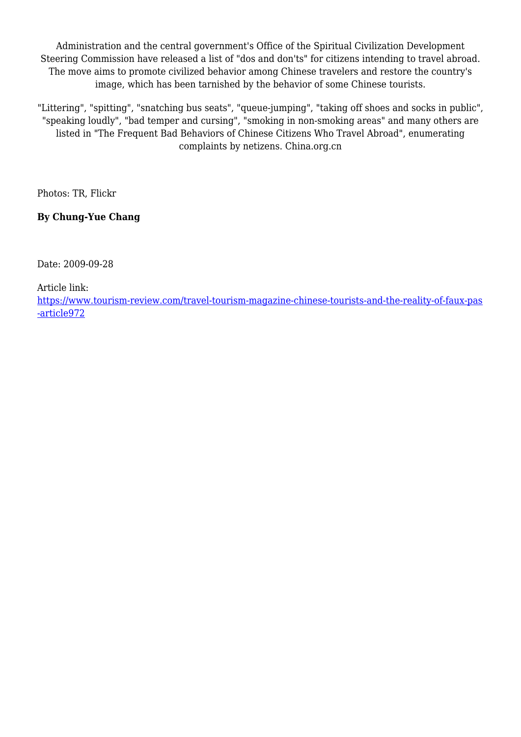Administration and the central government's Office of the Spiritual Civilization Development Steering Commission have released a list of "dos and don'ts" for citizens intending to travel abroad. The move aims to promote civilized behavior among Chinese travelers and restore the country's image, which has been tarnished by the behavior of some Chinese tourists.

"Littering", "spitting", "snatching bus seats", "queue-jumping", "taking off shoes and socks in public", "speaking loudly", "bad temper and cursing", "smoking in non-smoking areas" and many others are listed in "The Frequent Bad Behaviors of Chinese Citizens Who Travel Abroad", enumerating complaints by netizens. China.org.cn

Photos: TR, Flickr

**By Chung-Yue Chang**

Date: 2009-09-28

Article link:
[https://www.tourism-review.com/travel-tourism-magazine-chinese-tourists-and-the-reality-of-faux-pas-article972](https://www.tourism-review.com/travel-tourism-magazine-chinese-tourists-and-the-reality-of-faux-pas-article972)